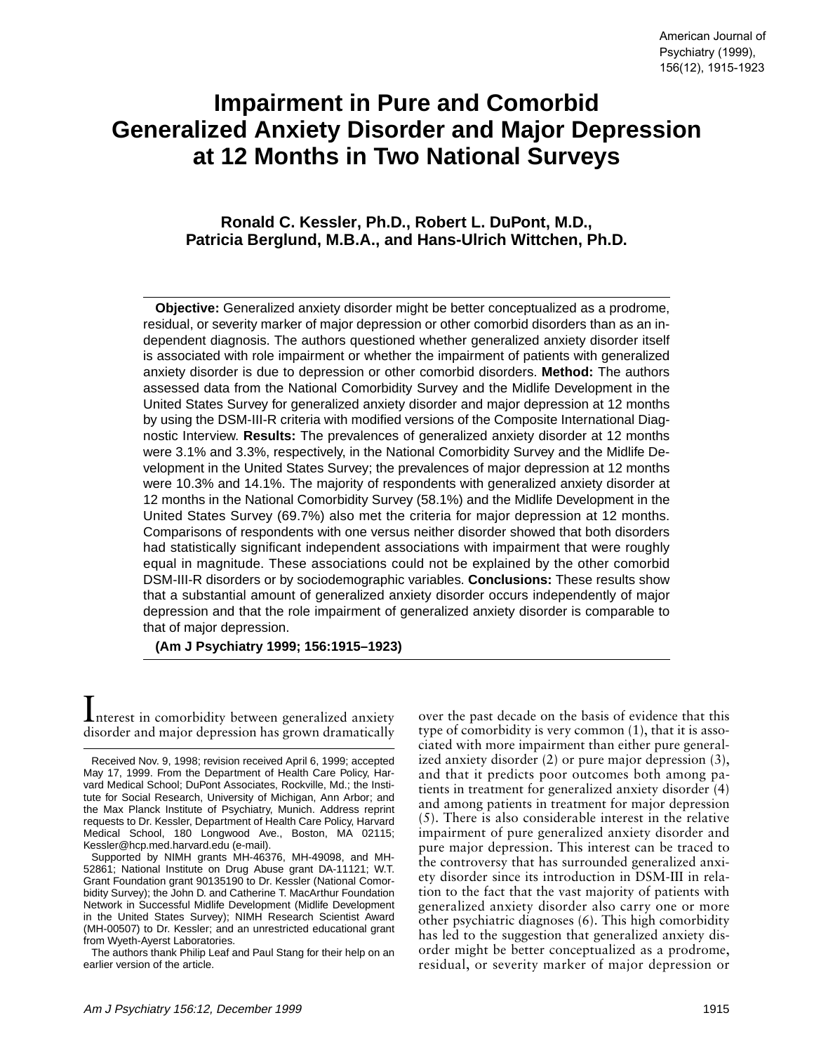# Impairment in Pure and Comorbid Generalized Anxiety Disorder and Major Depression at 12 Months in Two National Surveys

**Ronald C. Kessler, Ph.D., Robert L. DuPont, M.D., Patricia Berglund, M.B.A., and Hans-Ulrich Wittchen, Ph.D.**

**Objective:** Generalized anxiety disorder might be better conceptualized as a prodrome, residual, or severity marker of major depression or other comorbid disorders than as an independent diagnosis. The authors questioned whether generalized anxiety disorder itself is associated with role impairment or whether the impairment of patients with generalized anxiety disorder is due to depression or other comorbid disorders. **Method:** The authors assessed data from the National Comorbidity Survey and the Midlife Development in the United States Survey for generalized anxiety disorder and major depression at 12 months by using the DSM-III-R criteria with modified versions of the Composite International Diagnostic Interview. **Results:** The prevalences of generalized anxiety disorder at 12 months were 3.1% and 3.3%, respectively, in the National Comorbidity Survey and the Midlife Development in the United States Survey; the prevalences of major depression at 12 months were 10.3% and 14.1%. The majority of respondents with generalized anxiety disorder at 12 months in the National Comorbidity Survey (58.1%) and the Midlife Development in the United States Survey (69.7%) also met the criteria for major depression at 12 months. Comparisons of respondents with one versus neither disorder showed that both disorders had statistically significant independent associations with impairment that were roughly equal in magnitude. These associations could not be explained by the other comorbid DSM-III-R disorders or by sociodemographic variables. **Conclusions:** These results show that a substantial amount of generalized anxiety disorder occurs independently of major depression and that the role impairment of generalized anxiety disorder is comparable to that of major depression.

**(Am J Psychiatry 1999; 156:1915–1923)**

Interest in comorbidity between generalized anxiety disorder and major depression has grown dramatically over the past decade on the basis of evidence that this type of comorbidity is very common (1), that it is associated with more impairment than either pure generalized anxiety disorder (2) or pure major depression (3), and that it predicts poor outcomes both among patients in treatment for generalized anxiety disorder (4) and among patients in treatment for major depression (5). There is also considerable interest in the relative impairment of pure generalized anxiety disorder and pure major depression. This interest can be traced to the controversy that has surrounded generalized anxiety disorder since its introduction in DSM-III in relation to the fact that the vast majority of patients with generalized anxiety disorder also carry one or more other psychiatric diagnoses (6). This high comorbidity has led to the suggestion that generalized anxiety disorder might be better conceptualized as a prodrome, residual, or severity marker of major depression or

Received Nov. 9, 1998; revision received April 6, 1999; accepted May 17, 1999. From the Department of Health Care Policy, Harvard Medical School; DuPont Associates, Rockville, Md.; the Institute for Social Research, University of Michigan, Ann Arbor; and the Max Planck Institute of Psychiatry, Munich. Address reprint requests to Dr. Kessler, Department of Health Care Policy, Harvard Medical School, 180 Longwood Ave., Boston, MA 02115; Kessler@hcp.med.harvard.edu (e-mail).

Supported by NIMH grants MH-46376, MH-49098, and MH-52861; National Institute on Drug Abuse grant DA-11121; W.T. Grant Foundation grant 90135190 to Dr. Kessler (National Comorbidity Survey); the John D. and Catherine T. MacArthur Foundation Network in Successful Midlife Development (Midlife Development in the United States Survey); NIMH Research Scientist Award (MH-00507) to Dr. Kessler; and an unrestricted educational grant from Wyeth-Ayerst Laboratories.

The authors thank Philip Leaf and Paul Stang for their help on an earlier version of the article.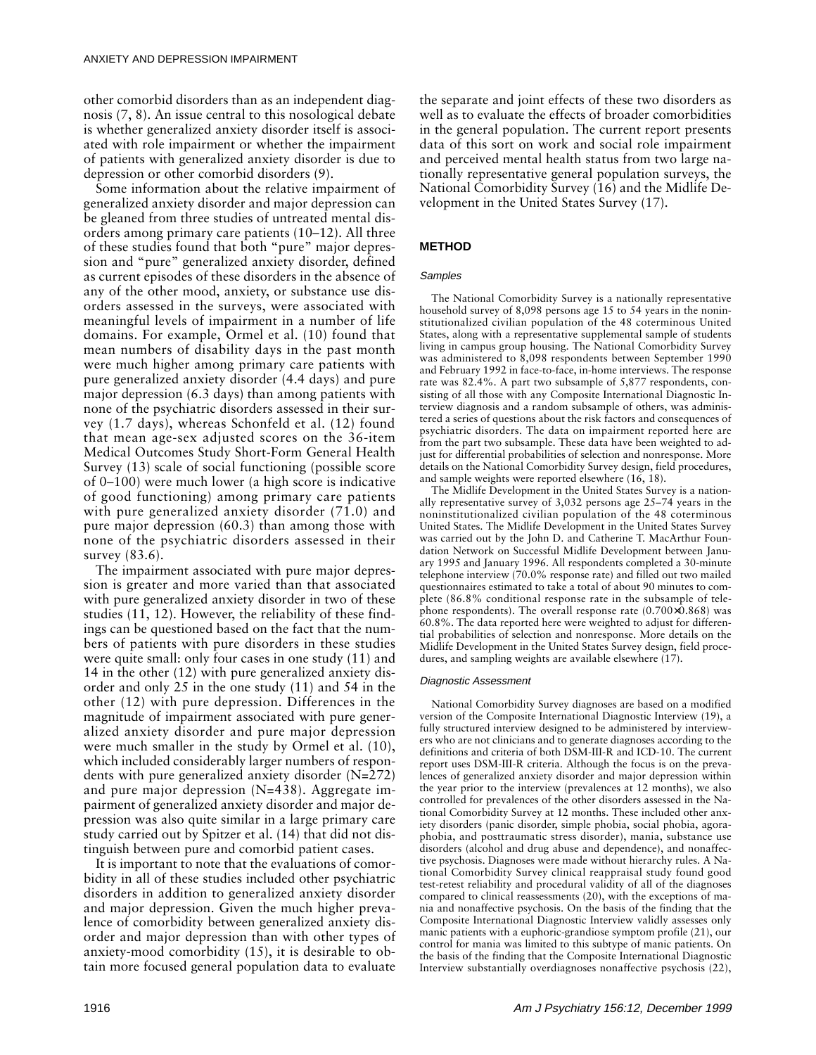other comorbid disorders than as an independent diagnosis (7, 8). An issue central to this nosological debate is whether generalized anxiety disorder itself is associated with role impairment or whether the impairment of patients with generalized anxiety disorder is due to depression or other comorbid disorders (9).

Some information about the relative impairment of generalized anxiety disorder and major depression can be gleaned from three studies of untreated mental disorders among primary care patients (10–12). All three of these studies found that both "pure" major depression and "pure" generalized anxiety disorder, defined as current episodes of these disorders in the absence of any of the other mood, anxiety, or substance use disorders assessed in the surveys, were associated with meaningful levels of impairment in a number of life domains. For example, Ormel et al. (10) found that mean numbers of disability days in the past month were much higher among primary care patients with pure generalized anxiety disorder (4.4 days) and pure major depression (6.3 days) than among patients with none of the psychiatric disorders assessed in their survey (1.7 days), whereas Schonfeld et al. (12) found that mean age-sex adjusted scores on the 36-item Medical Outcomes Study Short-Form General Health Survey (13) scale of social functioning (possible score of 0–100) were much lower (a high score is indicative of good functioning) among primary care patients with pure generalized anxiety disorder (71.0) and pure major depression (60.3) than among those with none of the psychiatric disorders assessed in their survey (83.6).

The impairment associated with pure major depression is greater and more varied than that associated with pure generalized anxiety disorder in two of these studies (11, 12). However, the reliability of these findings can be questioned based on the fact that the numbers of patients with pure disorders in these studies were quite small: only four cases in one study (11) and 14 in the other (12) with pure generalized anxiety disorder and only 25 in the one study (11) and 54 in the other (12) with pure depression. Differences in the magnitude of impairment associated with pure generalized anxiety disorder and pure major depression were much smaller in the study by Ormel et al. (10), which included considerably larger numbers of respondents with pure generalized anxiety disorder (N=272) and pure major depression (N=438). Aggregate impairment of generalized anxiety disorder and major depression was also quite similar in a large primary care study carried out by Spitzer et al. (14) that did not distinguish between pure and comorbid patient cases.

It is important to note that the evaluations of comorbidity in all of these studies included other psychiatric disorders in addition to generalized anxiety disorder and major depression. Given the much higher prevalence of comorbidity between generalized anxiety disorder and major depression than with other types of anxiety-mood comorbidity (15), it is desirable to obtain more focused general population data to evaluate the separate and joint effects of these two disorders as well as to evaluate the effects of broader comorbidities in the general population. The current report presents data of this sort on work and social role impairment and perceived mental health status from two large nationally representative general population surveys, the National Comorbidity Survey (16) and the Midlife Development in the United States Survey (17).

## METHOD

### *Samples*

The National Comorbidity Survey is a nationally representative household survey of 8,098 persons age 15 to 54 years in the noninstitutionalized civilian population of the 48 coterminous United States, along with a representative supplemental sample of students living in campus group housing. The National Comorbidity Survey was administered to 8,098 respondents between September 1990 and February 1992 in face-to-face, in-home interviews. The response rate was 82.4%. A part two subsample of 5,877 respondents, consisting of all those with any Composite International Diagnostic Interview diagnosis and a random subsample of others, was administered a series of questions about the risk factors and consequences of psychiatric disorders. The data on impairment reported here are from the part two subsample. These data have been weighted to adjust for differential probabilities of selection and nonresponse. More details on the National Comorbidity Survey design, field procedures, and sample weights were reported elsewhere (16, 18).

The Midlife Development in the United States Survey is a nationally representative survey of 3,032 persons age 25–74 years in the noninstitutionalized civilian population of the 48 coterminous United States. The Midlife Development in the United States Survey was carried out by the John D. and Catherine T. MacArthur Foundation Network on Successful Midlife Development between January 1995 and January 1996. All respondents completed a 30-minute telephone interview (70.0% response rate) and filled out two mailed questionnaires estimated to take a total of about 90 minutes to complete (86.8% conditional response rate in the subsample of telephone respondents). The overall response rate ($0.700\times0.868$) was 60.8%. The data reported here were weighted to adjust for differential probabilities of selection and nonresponse. More details on the Midlife Development in the United States Survey design, field procedures, and sampling weights are available elsewhere (17).

### *Diagnostic Assessment*

National Comorbidity Survey diagnoses are based on a modified version of the Composite International Diagnostic Interview (19), a fully structured interview designed to be administered by interviewers who are not clinicians and to generate diagnoses according to the definitions and criteria of both DSM-III-R and ICD-10. The current report uses DSM-III-R criteria. Although the focus is on the prevalences of generalized anxiety disorder and major depression within the year prior to the interview (prevalences at 12 months), we also controlled for prevalences of the other disorders assessed in the National Comorbidity Survey at 12 months. These included other anxiety disorders (panic disorder, simple phobia, social phobia, agoraphobia, and posttraumatic stress disorder), mania, substance use disorders (alcohol and drug abuse and dependence), and nonaffective psychosis. Diagnoses were made without hierarchy rules. A National Comorbidity Survey clinical reappraisal study found good test-retest reliability and procedural validity of all of the diagnoses compared to clinical reassessments (20), with the exceptions of mania and nonaffective psychosis. On the basis of the finding that the Composite International Diagnostic Interview validly assesses only manic patients with a euphoric-grandiose symptom profile (21), our control for mania was limited to this subtype of manic patients. On the basis of the finding that the Composite International Diagnostic Interview substantially overdiagnoses nonaffective psychosis (22),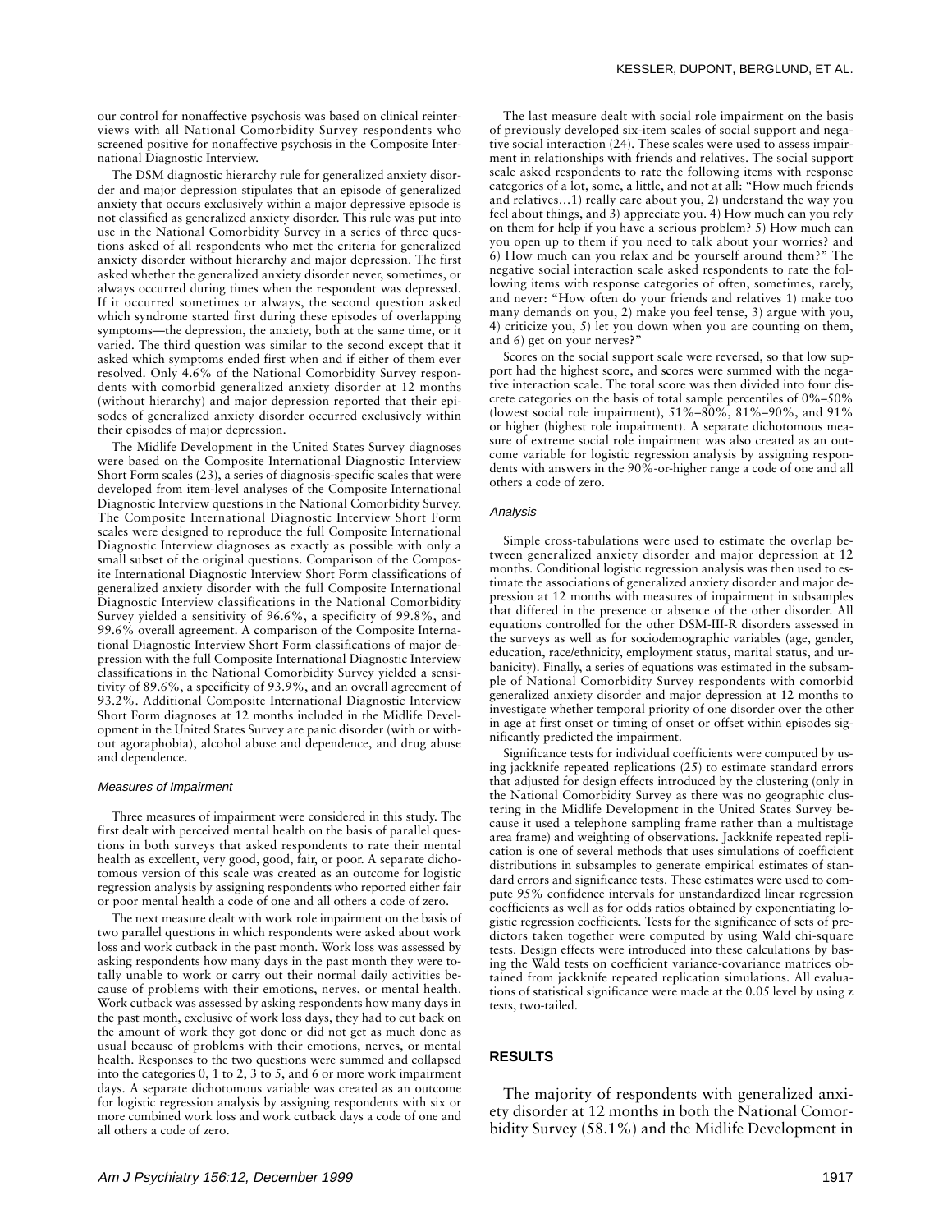our control for nonaffective psychosis was based on clinical reinterviews with all National Comorbidity Survey respondents who screened positive for nonaffective psychosis in the Composite International Diagnostic Interview.

The DSM diagnostic hierarchy rule for generalized anxiety disorder and major depression stipulates that an episode of generalized anxiety that occurs exclusively within a major depressive episode is not classified as generalized anxiety disorder. This rule was put into use in the National Comorbidity Survey in a series of three questions asked of all respondents who met the criteria for generalized anxiety disorder without hierarchy and major depression. The first asked whether the generalized anxiety disorder never, sometimes, or always occurred during times when the respondent was depressed. If it occurred sometimes or always, the second question asked which syndrome started first during these episodes of overlapping symptoms—the depression, the anxiety, both at the same time, or it varied. The third question was similar to the second except that it asked which symptoms ended first when and if either of them ever resolved. Only 4.6% of the National Comorbidity Survey respondents with comorbid generalized anxiety disorder at 12 months (without hierarchy) and major depression reported that their episodes of generalized anxiety disorder occurred exclusively within their episodes of major depression.

The Midlife Development in the United States Survey diagnoses were based on the Composite International Diagnostic Interview Short Form scales (23), a series of diagnosis-specific scales that were developed from item-level analyses of the Composite International Diagnostic Interview questions in the National Comorbidity Survey. The Composite International Diagnostic Interview Short Form scales were designed to reproduce the full Composite International Diagnostic Interview diagnoses as exactly as possible with only a small subset of the original questions. Comparison of the Composite International Diagnostic Interview Short Form classifications of generalized anxiety disorder with the full Composite International Diagnostic Interview classifications in the National Comorbidity Survey yielded a sensitivity of 96.6%, a specificity of 99.8%, and 99.6% overall agreement. A comparison of the Composite International Diagnostic Interview Short Form classifications of major depression with the full Composite International Diagnostic Interview classifications in the National Comorbidity Survey yielded a sensitivity of 89.6%, a specificity of 93.9%, and an overall agreement of 93.2%. Additional Composite International Diagnostic Interview Short Form diagnoses at 12 months included in the Midlife Development in the United States Survey are panic disorder (with or without agoraphobia), alcohol abuse and dependence, and drug abuse and dependence.

### *Measures of Impairment*

Three measures of impairment were considered in this study. The first dealt with perceived mental health on the basis of parallel questions in both surveys that asked respondents to rate their mental health as excellent, very good, good, fair, or poor. A separate dichotomous version of this scale was created as an outcome for logistic regression analysis by assigning respondents who reported either fair or poor mental health a code of one and all others a code of zero.

The next measure dealt with work role impairment on the basis of two parallel questions in which respondents were asked about work loss and work cutback in the past month. Work loss was assessed by asking respondents how many days in the past month they were totally unable to work or carry out their normal daily activities because of problems with their emotions, nerves, or mental health. Work cutback was assessed by asking respondents how many days in the past month, exclusive of work loss days, they had to cut back on the amount of work they got done or did not get as much done as usual because of problems with their emotions, nerves, or mental health. Responses to the two questions were summed and collapsed into the categories 0, 1 to 2, 3 to 5, and 6 or more work impairment days. A separate dichotomous variable was created as an outcome for logistic regression analysis by assigning respondents with six or more combined work loss and work cutback days a code of one and all others a code of zero.

The last measure dealt with social role impairment on the basis of previously developed six-item scales of social support and negative social interaction (24). These scales were used to assess impairment in relationships with friends and relatives. The social support scale asked respondents to rate the following items with response categories of a lot, some, a little, and not at all: "How much friends and relatives…1) really care about you, 2) understand the way you feel about things, and 3) appreciate you. 4) How much can you rely on them for help if you have a serious problem? 5) How much can you open up to them if you need to talk about your worries? and 6) How much can you relax and be yourself around them?" The negative social interaction scale asked respondents to rate the following items with response categories of often, sometimes, rarely, and never: "How often do your friends and relatives 1) make too many demands on you, 2) make you feel tense, 3) argue with you, 4) criticize you, 5) let you down when you are counting on them, and 6) get on your nerves?"

Scores on the social support scale were reversed, so that low support had the highest score, and scores were summed with the negative interaction scale. The total score was then divided into four discrete categories on the basis of total sample percentiles of 0%–50% (lowest social role impairment), 51%–80%, 81%–90%, and 91% or higher (highest role impairment). A separate dichotomous measure of extreme social role impairment was also created as an outcome variable for logistic regression analysis by assigning respondents with answers in the 90%-or-higher range a code of one and all others a code of zero.

### *Analysis*

Simple cross-tabulations were used to estimate the overlap between generalized anxiety disorder and major depression at 12 months. Conditional logistic regression analysis was then used to estimate the associations of generalized anxiety disorder and major depression at 12 months with measures of impairment in subsamples that differed in the presence or absence of the other disorder. All equations controlled for the other DSM-III-R disorders assessed in the surveys as well as for sociodemographic variables (age, gender, education, race/ethnicity, employment status, marital status, and urbanicity). Finally, a series of equations was estimated in the subsample of National Comorbidity Survey respondents with comorbid generalized anxiety disorder and major depression at 12 months to investigate whether temporal priority of one disorder over the other in age at first onset or timing of onset or offset within episodes significantly predicted the impairment.

Significance tests for individual coefficients were computed by using jackknife repeated replications (25) to estimate standard errors that adjusted for design effects introduced by the clustering (only in the National Comorbidity Survey as there was no geographic clustering in the Midlife Development in the United States Survey because it used a telephone sampling frame rather than a multistage area frame) and weighting of observations. Jackknife repeated replication is one of several methods that uses simulations of coefficient distributions in subsamples to generate empirical estimates of standard errors and significance tests. These estimates were used to compute 95% confidence intervals for unstandardized linear regression coefficients as well as for odds ratios obtained by exponentiating logistic regression coefficients. Tests for the significance of sets of predictors taken together were computed by using Wald chi-square tests. Design effects were introduced into these calculations by basing the Wald tests on coefficient variance-covariance matrices obtained from jackknife repeated replication simulations. All evaluations of statistical significance were made at the 0.05 level by using z tests, two-tailed.

## RESULTS

The majority of respondents with generalized anxiety disorder at 12 months in both the National Comorbidity Survey (58.1%) and the Midlife Development in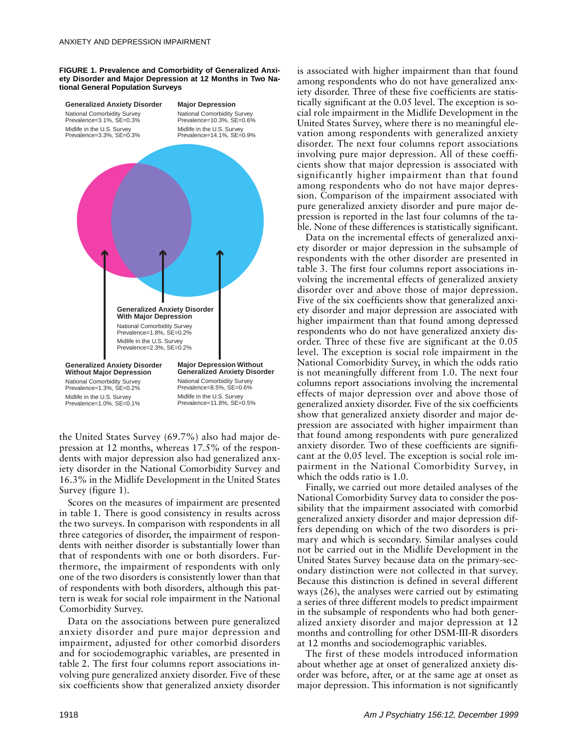**FIGURE 1. Prevalence and Comorbidity of Generalized Anxiety Disorder and Major Depression at 12 Months in Two National General Population Surveys**

**Generalized Anxiety Disorder**
National Comorbidity Survey
Prevalence=3.1%, SE=0.3%
Midlife in the U.S. Survey
Prevalence=3.3%, SE=0.3%

**Major Depression**
National Comorbidity Survey
Prevalence=10.3%, SE=0.6%
Midlife in the U.S. Survey
Prevalence=14.1%, SE=0.9%

**Generalized Anxiety Disorder With Major Depression**
National Comorbidity Survey
Prevalence=1.8%, SE=0.2%
Midlife in the U.S. Survey
Prevalence=2.3%, SE=0.2%

**Generalized Anxiety Disorder Without Major Depression**
National Comorbidity Survey
Prevalence=1.3%, SE=0.2%
Midlife in the U.S. Survey
Prevalence=1.0%, SE=0.1%

**Major Depression Without Generalized Anxiety Disorder**
National Comorbidity Survey
Prevalence=8.5%, SE=0.6%
Midlife in the U.S. Survey
Prevalence=11.8%, SE=0.5%

the United States Survey (69.7%) also had major depression at 12 months, whereas 17.5% of the respondents with major depression also had generalized anxiety disorder in the National Comorbidity Survey and 16.3% in the Midlife Development in the United States Survey (figure 1).

Scores on the measures of impairment are presented in table 1. There is good consistency in results across the two surveys. In comparison with respondents in all three categories of disorder, the impairment of respondents with neither disorder is substantially lower than that of respondents with one or both disorders. Furthermore, the impairment of respondents with only one of the two disorders is consistently lower than that of respondents with both disorders, although this pattern is weak for social role impairment in the National Comorbidity Survey.

Data on the associations between pure generalized anxiety disorder and pure major depression and impairment, adjusted for other comorbid disorders and for sociodemographic variables, are presented in table 2. The first four columns report associations involving pure generalized anxiety disorder. Five of these six coefficients show that generalized anxiety disorder is associated with higher impairment than that found among respondents who do not have generalized anxiety disorder. Three of these five coefficients are statistically significant at the 0.05 level. The exception is social role impairment in the Midlife Development in the United States Survey, where there is no meaningful elevation among respondents with generalized anxiety disorder. The next four columns report associations involving pure major depression. All of these coefficients show that major depression is associated with significantly higher impairment than that found among respondents who do not have major depression. Comparison of the impairment associated with pure generalized anxiety disorder and pure major depression is reported in the last four columns of the table. None of these differences is statistically significant.

Data on the incremental effects of generalized anxiety disorder or major depression in the subsample of respondents with the other disorder are presented in table 3. The first four columns report associations involving the incremental effects of generalized anxiety disorder over and above those of major depression. Five of the six coefficients show that generalized anxiety disorder and major depression are associated with higher impairment than that found among depressed respondents who do not have generalized anxiety disorder. Three of these five are significant at the 0.05 level. The exception is social role impairment in the National Comorbidity Survey, in which the odds ratio is not meaningfully different from 1.0. The next four columns report associations involving the incremental effects of major depression over and above those of generalized anxiety disorder. Five of the six coefficients show that generalized anxiety disorder and major depression are associated with higher impairment than that found among respondents with pure generalized anxiety disorder. Two of these coefficients are significant at the 0.05 level. The exception is social role impairment in the National Comorbidity Survey, in which the odds ratio is 1.0.

Finally, we carried out more detailed analyses of the National Comorbidity Survey data to consider the possibility that the impairment associated with comorbid generalized anxiety disorder and major depression differs depending on which of the two disorders is primary and which is secondary. Similar analyses could not be carried out in the Midlife Development in the United States Survey because data on the primary-secondary distinction were not collected in that survey. Because this distinction is defined in several different ways (26), the analyses were carried out by estimating a series of three different models to predict impairment in the subsample of respondents who had both generalized anxiety disorder and major depression at 12 months and controlling for other DSM-III-R disorders at 12 months and sociodemographic variables.

The first of these models introduced information about whether age at onset of generalized anxiety disorder was before, after, or at the same age at onset as major depression. This information is not significantly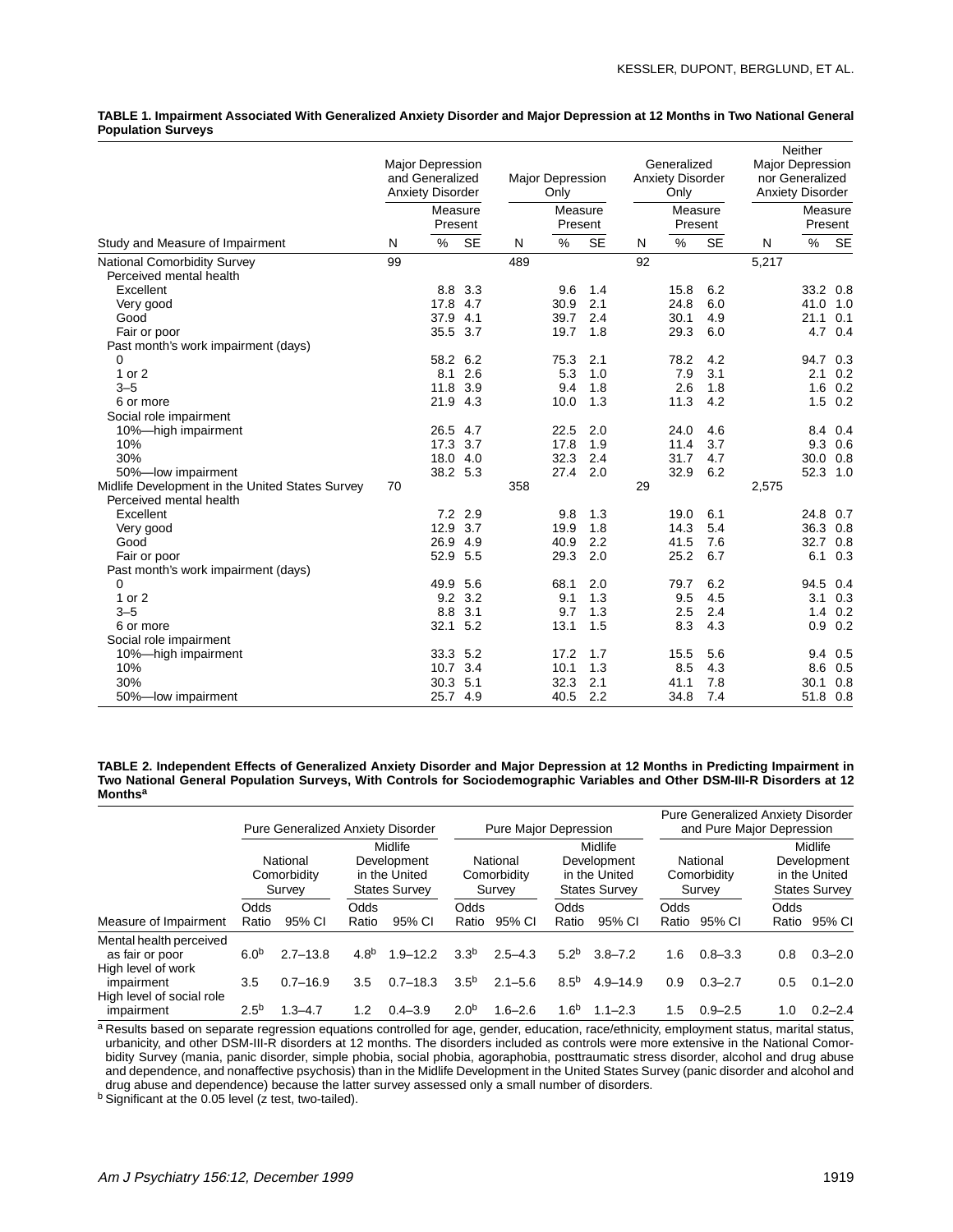**TABLE 1. Impairment Associated With Generalized Anxiety Disorder and Major Depression at 12 Months in Two National General Population Surveys**

| Study and Measure of Impairment | Major Depression and Generalized Anxiety Disorder | | | Major Depression Only | | | Generalized Anxiety Disorder Only | | | Neither Major Depression nor Generalized Anxiety Disorder | | |
|---|---|---|---|---|---|---|---|---|---|---|---|---|
| | | Measure Present | | | Measure Present | | | Measure Present | | | Measure Present | |
| | N | % | SE | N | % | SE | N | % | SE | N | % | SE |
| National Comorbidity Survey | 99 | | | 489 | | | 92 | | | 5,217 | | |
| Perceived mental health | | | | | | | | | | | | |
| Excellent | | 8.8 | 3.3 | | 9.6 | 1.4 | | 15.8 | 6.2 | | 33.2 | 0.8 |
| Very good | | 17.8 | 4.7 | | 30.9 | 2.1 | | 24.8 | 6.0 | | 41.0 | 1.0 |
| Good | | 37.9 | 4.1 | | 39.7 | 2.4 | | 30.1 | 4.9 | | 21.1 | 0.1 |
| Fair or poor | | 35.5 | 3.7 | | 19.7 | 1.8 | | 29.3 | 6.0 | | 4.7 | 0.4 |
| Past month's work impairment (days) | | | | | | | | | | | | |
| 0 | | 58.2 | 6.2 | | 75.3 | 2.1 | | 78.2 | 4.2 | | 94.7 | 0.3 |
| 1 or 2 | | 8.1 | 2.6 | | 5.3 | 1.0 | | 7.9 | 3.1 | | 2.1 | 0.2 |
| 3–5 | | 11.8 | 3.9 | | 9.4 | 1.8 | | 2.6 | 1.8 | | 1.6 | 0.2 |
| 6 or more | | 21.9 | 4.3 | | 10.0 | 1.3 | | 11.3 | 4.2 | | 1.5 | 0.2 |
| Social role impairment | | | | | | | | | | | | |
| 10%—high impairment | | 26.5 | 4.7 | | 22.5 | 2.0 | | 24.0 | 4.6 | | 8.4 | 0.4 |
| 10% | | 17.3 | 3.7 | | 17.8 | 1.9 | | 11.4 | 3.7 | | 9.3 | 0.6 |
| 30% | | 18.0 | 4.0 | | 32.3 | 2.4 | | 31.7 | 4.7 | | 30.0 | 0.8 |
| 50%—low impairment | | 38.2 | 5.3 | | 27.4 | 2.0 | | 32.9 | 6.2 | | 52.3 | 1.0 |
| Midlife Development in the United States Survey | 70 | | | 358 | | | 29 | | | 2,575 | | |
| Perceived mental health | | | | | | | | | | | | |
| Excellent | | 7.2 | 2.9 | | 9.8 | 1.3 | | 19.0 | 6.1 | | 24.8 | 0.7 |
| Very good | | 12.9 | 3.7 | | 19.9 | 1.8 | | 14.3 | 5.4 | | 36.3 | 0.8 |
| Good | | 26.9 | 4.9 | | 40.9 | 2.2 | | 41.5 | 7.6 | | 32.7 | 0.8 |
| Fair or poor | | 52.9 | 5.5 | | 29.3 | 2.0 | | 25.2 | 6.7 | | 6.1 | 0.3 |
| Past month's work impairment (days) | | | | | | | | | | | | |
| 0 | | 49.9 | 5.6 | | 68.1 | 2.0 | | 79.7 | 6.2 | | 94.5 | 0.4 |
| 1 or 2 | | 9.2 | 3.2 | | 9.1 | 1.3 | | 9.5 | 4.5 | | 3.1 | 0.3 |
| 3–5 | | 8.8 | 3.1 | | 9.7 | 1.3 | | 2.5 | 2.4 | | 1.4 | 0.2 |
| 6 or more | | 32.1 | 5.2 | | 13.1 | 1.5 | | 8.3 | 4.3 | | 0.9 | 0.2 |
| Social role impairment | | | | | | | | | | | | |
| 10%—high impairment | | 33.3 | 5.2 | | 17.2 | 1.7 | | 15.5 | 5.6 | | 9.4 | 0.5 |
| 10% | | 10.7 | 3.4 | | 10.1 | 1.3 | | 8.5 | 4.3 | | 8.6 | 0.5 |
| 30% | | 30.3 | 5.1 | | 32.3 | 2.1 | | 41.1 | 7.8 | | 30.1 | 0.8 |
| 50%—low impairment | | 25.7 | 4.9 | | 40.5 | 2.2 | | 34.8 | 7.4 | | 51.8 | 0.8 |

**TABLE 2. Independent Effects of Generalized Anxiety Disorder and Major Depression at 12 Months in Predicting Impairment in Two National General Population Surveys, With Controls for Sociodemographic Variables and Other DSM-III-R Disorders at 12 Months[a]**

| Measure of Impairment | Pure Generalized Anxiety Disorder | | | | Pure Major Depression | | | | Pure Generalized Anxiety Disorder and Pure Major Depression | | | |
|---|---|---|---|---|---|---|---|---|---|---|---|---|
| | National Comorbidity Survey | | Midlife Development in the United States Survey | | National Comorbidity Survey | | Midlife Development in the United States Survey | | National Comorbidity Survey | | Midlife Development in the United States Survey | |
| | Odds Ratio | 95% CI | Odds Ratio | 95% CI | Odds Ratio | 95% CI | Odds Ratio | 95% CI | Odds Ratio | 95% CI | Odds Ratio | 95% CI |
| Mental health perceived as fair or poor | 6.0[b] | 2.7–13.8 | 4.8[b] | 1.9–12.2 | 3.3[b] | 2.5–4.3 | 5.2[b] | 3.8–7.2 | 1.6 | 0.8–3.3 | 0.8 | 0.3–2.0 |
| High level of work impairment | 3.5 | 0.7–16.9 | 3.5 | 0.7–18.3 | 3.5[b] | 2.1–5.6 | 8.5[b] | 4.9–14.9 | 0.9 | 0.3–2.7 | 0.5 | 0.1–2.0 |
| High level of social role impairment | 2.5[b] | 1.3–4.7 | 1.2 | 0.4–3.9 | 2.0[b] | 1.6–2.6 | 1.6[b] | 1.1–2.3 | 1.5 | 0.9–2.5 | 1.0 | 0.2–2.4 |

[a] Results based on separate regression equations controlled for age, gender, education, race/ethnicity, employment status, marital status, urbanicity, and other DSM-III-R disorders at 12 months. The disorders included as controls were more extensive in the National Comorbidity Survey (mania, panic disorder, simple phobia, social phobia, agoraphobia, posttraumatic stress disorder, alcohol and drug abuse and dependence, and nonaffective psychosis) than in the Midlife Development in the United States Survey (panic disorder and alcohol and drug abuse and dependence) because the latter survey assessed only a small number of disorders.

[b] Significant at the 0.05 level (z test, two-tailed).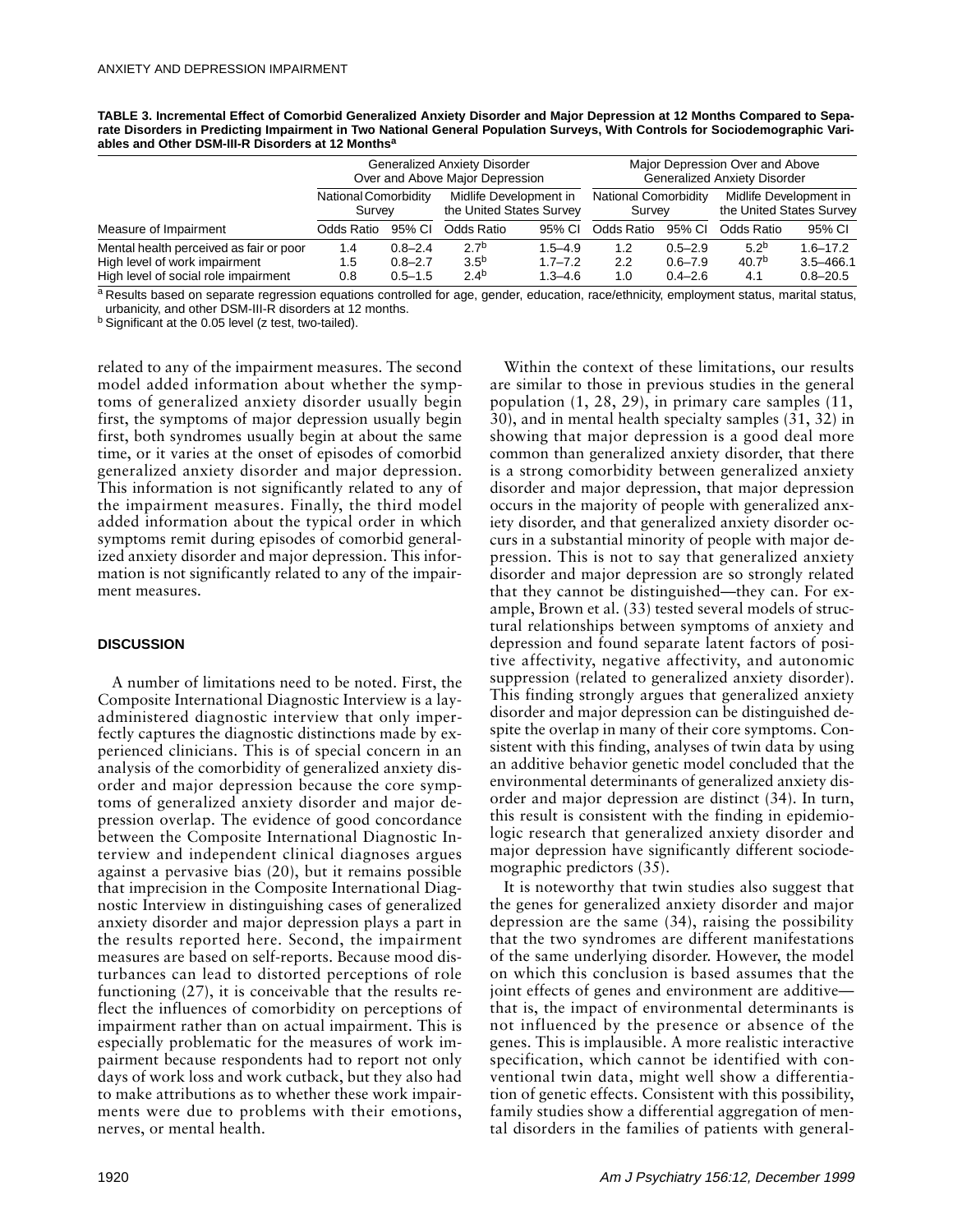**TABLE 3. Incremental Effect of Comorbid Generalized Anxiety Disorder and Major Depression at 12 Months Compared to Separate Disorders in Predicting Impairment in Two National General Population Surveys, With Controls for Sociodemographic Variables and Other DSM-III-R Disorders at 12 Months[a]**

| | Generalized Anxiety Disorder Over and Above Major Depression | | | | Major Depression Over and Above Generalized Anxiety Disorder | | | |
|---|---|---|---|---|---|---|---|---|
| | National Comorbidity Survey | | Midlife Development in the United States Survey | | National Comorbidity Survey | | Midlife Development in the United States Survey | |
| Measure of Impairment | Odds Ratio | 95% CI | Odds Ratio | 95% CI | Odds Ratio | 95% CI | Odds Ratio | 95% CI |
| Mental health perceived as fair or poor | 1.4 | 0.8–2.4 | 2.7[b] | 1.5–4.9 | 1.2 | 0.5–2.9 | 5.2[b] | 1.6–17.2 |
| High level of work impairment | 1.5 | 0.8–2.7 | 3.5[b] | 1.7–7.2 | 2.2 | 0.6–7.9 | 40.7[b] | 3.5–466.1 |
| High level of social role impairment | 0.8 | 0.5–1.5 | 2.4[b] | 1.3–4.6 | 1.0 | 0.4–2.6 | 4.1 | 0.8–20.5 |

[a] Results based on separate regression equations controlled for age, gender, education, race/ethnicity, employment status, marital status, urbanicity, and other DSM-III-R disorders at 12 months.

[b] Significant at the 0.05 level (z test, two-tailed).

related to any of the impairment measures. The second model added information about whether the symptoms of generalized anxiety disorder usually begin first, the symptoms of major depression usually begin first, both syndromes usually begin at about the same time, or it varies at the onset of episodes of comorbid generalized anxiety disorder and major depression. This information is not significantly related to any of the impairment measures. Finally, the third model added information about the typical order in which symptoms remit during episodes of comorbid generalized anxiety disorder and major depression. This information is not significantly related to any of the impairment measures.

## DISCUSSION

A number of limitations need to be noted. First, the Composite International Diagnostic Interview is a lay-administered diagnostic interview that only imperfectly captures the diagnostic distinctions made by experienced clinicians. This is of special concern in an analysis of the comorbidity of generalized anxiety disorder and major depression because the core symptoms of generalized anxiety disorder and major depression overlap. The evidence of good concordance between the Composite International Diagnostic Interview and independent clinical diagnoses argues against a pervasive bias (20), but it remains possible that imprecision in the Composite International Diagnostic Interview in distinguishing cases of generalized anxiety disorder and major depression plays a part in the results reported here. Second, the impairment measures are based on self-reports. Because mood disturbances can lead to distorted perceptions of role functioning (27), it is conceivable that the results reflect the influences of comorbidity on perceptions of impairment rather than on actual impairment. This is especially problematic for the measures of work impairment because respondents had to report not only days of work loss and work cutback, but they also had to make attributions as to whether these work impairments were due to problems with their emotions, nerves, or mental health.

Within the context of these limitations, our results are similar to those in previous studies in the general population (1, 28, 29), in primary care samples (11, 30), and in mental health specialty samples (31, 32) in showing that major depression is a good deal more common than generalized anxiety disorder, that there is a strong comorbidity between generalized anxiety disorder and major depression, that major depression occurs in the majority of people with generalized anxiety disorder, and that generalized anxiety disorder occurs in a substantial minority of people with major depression. This is not to say that generalized anxiety disorder and major depression are so strongly related that they cannot be distinguished—they can. For example, Brown et al. (33) tested several models of structural relationships between symptoms of anxiety and depression and found separate latent factors of positive affectivity, negative affectivity, and autonomic suppression (related to generalized anxiety disorder). This finding strongly argues that generalized anxiety disorder and major depression can be distinguished despite the overlap in many of their core symptoms. Consistent with this finding, analyses of twin data by using an additive behavior genetic model concluded that the environmental determinants of generalized anxiety disorder and major depression are distinct (34). In turn, this result is consistent with the finding in epidemiologic research that generalized anxiety disorder and major depression have significantly different sociodemographic predictors (35).

It is noteworthy that twin studies also suggest that the genes for generalized anxiety disorder and major depression are the same (34), raising the possibility that the two syndromes are different manifestations of the same underlying disorder. However, the model on which this conclusion is based assumes that the joint effects of genes and environment are additive—that is, the impact of environmental determinants is not influenced by the presence or absence of the genes. This is implausible. A more realistic interactive specification, which cannot be identified with conventional twin data, might well show a differentiation of genetic effects. Consistent with this possibility, family studies show a differential aggregation of mental disorders in the families of patients with general-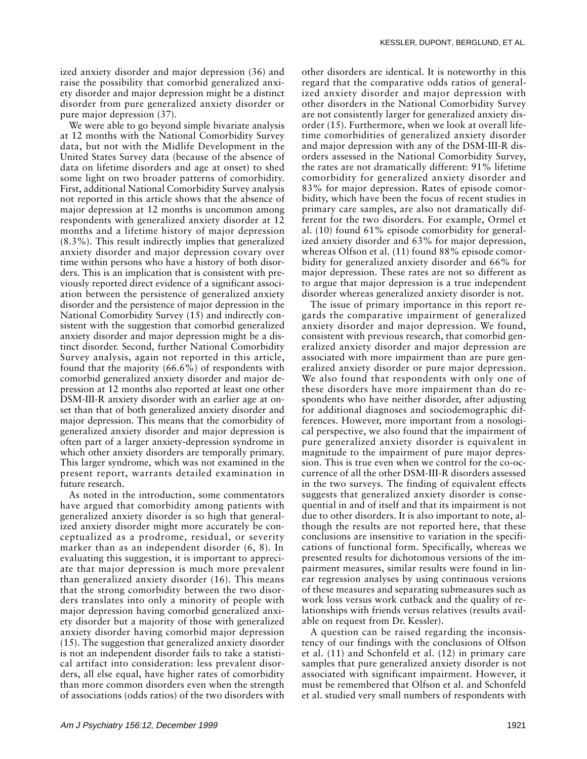ized anxiety disorder and major depression (36) and raise the possibility that comorbid generalized anxiety disorder and major depression might be a distinct disorder from pure generalized anxiety disorder or pure major depression (37).

We were able to go beyond simple bivariate analysis at 12 months with the National Comorbidity Survey data, but not with the Midlife Development in the United States Survey data (because of the absence of data on lifetime disorders and age at onset) to shed some light on two broader patterns of comorbidity. First, additional National Comorbidity Survey analysis not reported in this article shows that the absence of major depression at 12 months is uncommon among respondents with generalized anxiety disorder at 12 months and a lifetime history of major depression (8.3%). This result indirectly implies that generalized anxiety disorder and major depression covary over time within persons who have a history of both disorders. This is an implication that is consistent with previously reported direct evidence of a significant association between the persistence of generalized anxiety disorder and the persistence of major depression in the National Comorbidity Survey (15) and indirectly consistent with the suggestion that comorbid generalized anxiety disorder and major depression might be a distinct disorder. Second, further National Comorbidity Survey analysis, again not reported in this article, found that the majority (66.6%) of respondents with comorbid generalized anxiety disorder and major depression at 12 months also reported at least one other DSM-III-R anxiety disorder with an earlier age at onset than that of both generalized anxiety disorder and major depression. This means that the comorbidity of generalized anxiety disorder and major depression is often part of a larger anxiety-depression syndrome in which other anxiety disorders are temporally primary. This larger syndrome, which was not examined in the present report, warrants detailed examination in future research.

As noted in the introduction, some commentators have argued that comorbidity among patients with generalized anxiety disorder is so high that generalized anxiety disorder might more accurately be conceptualized as a prodrome, residual, or severity marker than as an independent disorder (6, 8). In evaluating this suggestion, it is important to appreciate that major depression is much more prevalent than generalized anxiety disorder (16). This means that the strong comorbidity between the two disorders translates into only a minority of people with major depression having comorbid generalized anxiety disorder but a majority of those with generalized anxiety disorder having comorbid major depression (15). The suggestion that generalized anxiety disorder is not an independent disorder fails to take a statistical artifact into consideration: less prevalent disorders, all else equal, have higher rates of comorbidity than more common disorders even when the strength of associations (odds ratios) of the two disorders with other disorders are identical. It is noteworthy in this regard that the comparative odds ratios of generalized anxiety disorder and major depression with other disorders in the National Comorbidity Survey are not consistently larger for generalized anxiety disorder (15). Furthermore, when we look at overall lifetime comorbidities of generalized anxiety disorder and major depression with any of the DSM-III-R disorders assessed in the National Comorbidity Survey, the rates are not dramatically different: 91% lifetime comorbidity for generalized anxiety disorder and 83% for major depression. Rates of episode comorbidity, which have been the focus of recent studies in primary care samples, are also not dramatically different for the two disorders. For example, Ormel et al. (10) found 61% episode comorbidity for generalized anxiety disorder and 63% for major depression, whereas Olfson et al. (11) found 88% episode comorbidity for generalized anxiety disorder and 66% for major depression. These rates are not so different as to argue that major depression is a true independent disorder whereas generalized anxiety disorder is not.

The issue of primary importance in this report regards the comparative impairment of generalized anxiety disorder and major depression. We found, consistent with previous research, that comorbid generalized anxiety disorder and major depression are associated with more impairment than are pure generalized anxiety disorder or pure major depression. We also found that respondents with only one of these disorders have more impairment than do respondents who have neither disorder, after adjusting for additional diagnoses and sociodemographic differences. However, more important from a nosological perspective, we also found that the impairment of pure generalized anxiety disorder is equivalent in magnitude to the impairment of pure major depression. This is true even when we control for the co-occurrence of all the other DSM-III-R disorders assessed in the two surveys. The finding of equivalent effects suggests that generalized anxiety disorder is consequential in and of itself and that its impairment is not due to other disorders. It is also important to note, although the results are not reported here, that these conclusions are insensitive to variation in the specifications of functional form. Specifically, whereas we presented results for dichotomous versions of the impairment measures, similar results were found in linear regression analyses by using continuous versions of these measures and separating submeasures such as work loss versus work cutback and the quality of relationships with friends versus relatives (results available on request from Dr. Kessler).

A question can be raised regarding the inconsistency of our findings with the conclusions of Olfson et al. (11) and Schonfeld et al. (12) in primary care samples that pure generalized anxiety disorder is not associated with significant impairment. However, it must be remembered that Olfson et al. and Schonfeld et al. studied very small numbers of respondents with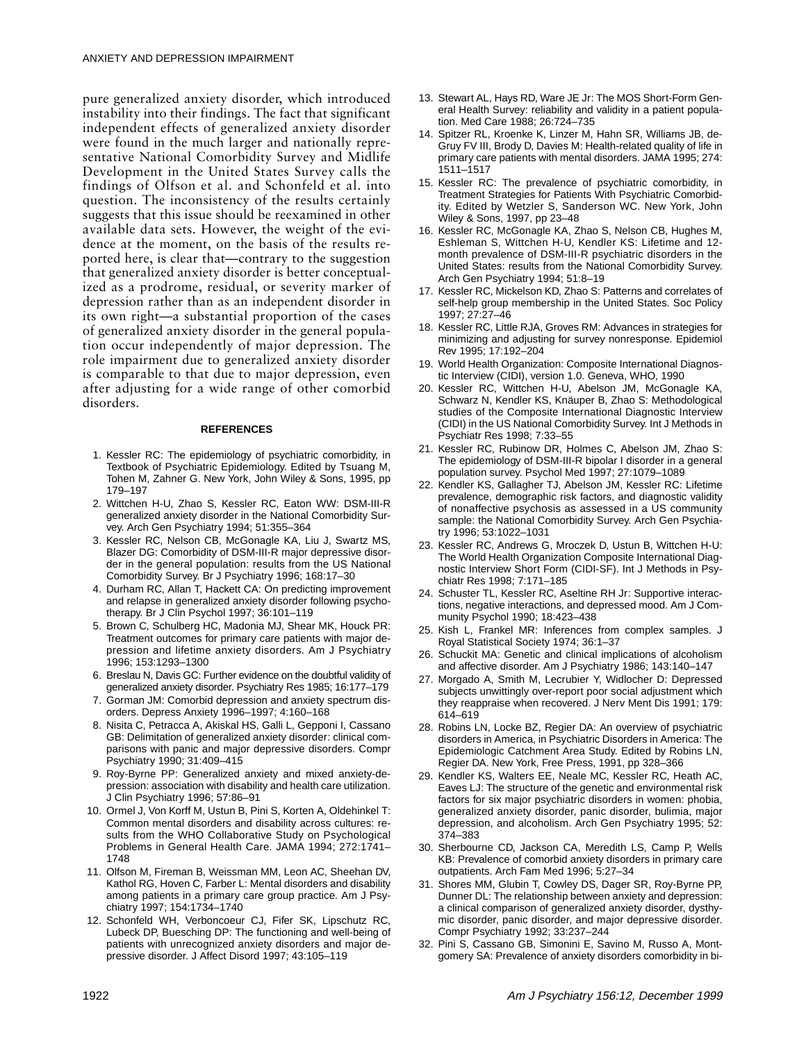pure generalized anxiety disorder, which introduced instability into their findings. The fact that significant independent effects of generalized anxiety disorder were found in the much larger and nationally representative National Comorbidity Survey and Midlife Development in the United States Survey calls the findings of Olfson et al. and Schonfeld et al. into question. The inconsistency of the results certainly suggests that this issue should be reexamined in other available data sets. However, the weight of the evidence at the moment, on the basis of the results reported here, is clear that—contrary to the suggestion that generalized anxiety disorder is better conceptualized as a prodrome, residual, or severity marker of depression rather than as an independent disorder in its own right—a substantial proportion of the cases of generalized anxiety disorder in the general population occur independently of major depression. The role impairment due to generalized anxiety disorder is comparable to that due to major depression, even after adjusting for a wide range of other comorbid disorders.

## REFERENCES

1. Kessler RC: The epidemiology of psychiatric comorbidity, in Textbook of Psychiatric Epidemiology. Edited by Tsuang M, Tohen M, Zahner G. New York, John Wiley & Sons, 1995, pp 179–197
2. Wittchen H-U, Zhao S, Kessler RC, Eaton WW: DSM-III-R generalized anxiety disorder in the National Comorbidity Survey. Arch Gen Psychiatry 1994; 51:355–364
3. Kessler RC, Nelson CB, McGonagle KA, Liu J, Swartz MS, Blazer DG: Comorbidity of DSM-III-R major depressive disorder in the general population: results from the US National Comorbidity Survey. Br J Psychiatry 1996; 168:17–30
4. Durham RC, Allan T, Hackett CA: On predicting improvement and relapse in generalized anxiety disorder following psychotherapy. Br J Clin Psychol 1997; 36:101–119
5. Brown C, Schulberg HC, Madonia MJ, Shear MK, Houck PR: Treatment outcomes for primary care patients with major depression and lifetime anxiety disorders. Am J Psychiatry 1996; 153:1293–1300
6. Breslau N, Davis GC: Further evidence on the doubtful validity of generalized anxiety disorder. Psychiatry Res 1985; 16:177–179
7. Gorman JM: Comorbid depression and anxiety spectrum disorders. Depress Anxiety 1996–1997; 4:160–168
8. Nisita C, Petracca A, Akiskal HS, Galli L, Gepponi I, Cassano GB: Delimitation of generalized anxiety disorder: clinical comparisons with panic and major depressive disorders. Compr Psychiatry 1990; 31:409–415
9. Roy-Byrne PP: Generalized anxiety and mixed anxiety-depression: association with disability and health care utilization. J Clin Psychiatry 1996; 57:86–91
10. Ormel J, Von Korff M, Ustun B, Pini S, Korten A, Oldehinkel T: Common mental disorders and disability across cultures: results from the WHO Collaborative Study on Psychological Problems in General Health Care. JAMA 1994; 272:1741–1748
11. Olfson M, Fireman B, Weissman MM, Leon AC, Sheehan DV, Kathol RG, Hoven C, Farber L: Mental disorders and disability among patients in a primary care group practice. Am J Psychiatry 1997; 154:1734–1740
12. Schonfeld WH, Verboncoeur CJ, Fifer SK, Lipschutz RC, Lubeck DP, Buesching DP: The functioning and well-being of patients with unrecognized anxiety disorders and major depressive disorder. J Affect Disord 1997; 43:105–119
13. Stewart AL, Hays RD, Ware JE Jr: The MOS Short-Form General Health Survey: reliability and validity in a patient population. Med Care 1988; 26:724–735
14. Spitzer RL, Kroenke K, Linzer M, Hahn SR, Williams JB, deGruy FV III, Brody D, Davies M: Health-related quality of life in primary care patients with mental disorders. JAMA 1995; 274:1511–1517
15. Kessler RC: The prevalence of psychiatric comorbidity, in Treatment Strategies for Patients With Psychiatric Comorbidity. Edited by Wetzler S, Sanderson WC. New York, John Wiley & Sons, 1997, pp 23–48
16. Kessler RC, McGonagle KA, Zhao S, Nelson CB, Hughes M, Eshleman S, Wittchen H-U, Kendler KS: Lifetime and 12-month prevalence of DSM-III-R psychiatric disorders in the United States: results from the National Comorbidity Survey. Arch Gen Psychiatry 1994; 51:8–19
17. Kessler RC, Mickelson KD, Zhao S: Patterns and correlates of self-help group membership in the United States. Soc Policy 1997; 27:27–46
18. Kessler RC, Little RJA, Groves RM: Advances in strategies for minimizing and adjusting for survey nonresponse. Epidemiol Rev 1995; 17:192–204
19. World Health Organization: Composite International Diagnostic Interview (CIDI), version 1.0. Geneva, WHO, 1990
20. Kessler RC, Wittchen H-U, Abelson JM, McGonagle KA, Schwarz N, Kendler KS, Knäuper B, Zhao S: Methodological studies of the Composite International Diagnostic Interview (CIDI) in the US National Comorbidity Survey. Int J Methods in Psychiatr Res 1998; 7:33–55
21. Kessler RC, Rubinow DR, Holmes C, Abelson JM, Zhao S: The epidemiology of DSM-III-R bipolar I disorder in a general population survey. Psychol Med 1997; 27:1079–1089
22. Kendler KS, Gallagher TJ, Abelson JM, Kessler RC: Lifetime prevalence, demographic risk factors, and diagnostic validity of nonaffective psychosis as assessed in a US community sample: the National Comorbidity Survey. Arch Gen Psychiatry 1996; 53:1022–1031
23. Kessler RC, Andrews G, Mroczek D, Ustun B, Wittchen H-U: The World Health Organization Composite International Diagnostic Interview Short Form (CIDI-SF). Int J Methods in Psychiatr Res 1998; 7:171–185
24. Schuster TL, Kessler RC, Aseltine RH Jr: Supportive interactions, negative interactions, and depressed mood. Am J Community Psychol 1990; 18:423–438
25. Kish L, Frankel MR: Inferences from complex samples. J Royal Statistical Society 1974; 36:1–37
26. Schuckit MA: Genetic and clinical implications of alcoholism and affective disorder. Am J Psychiatry 1986; 143:140–147
27. Morgado A, Smith M, Lecrubier Y, Widlocher D: Depressed subjects unwittingly over-report poor social adjustment which they reappraise when recovered. J Nerv Ment Dis 1991; 179:614–619
28. Robins LN, Locke BZ, Regier DA: An overview of psychiatric disorders in America, in Psychiatric Disorders in America: The Epidemiologic Catchment Area Study. Edited by Robins LN, Regier DA. New York, Free Press, 1991, pp 328–366
29. Kendler KS, Walters EE, Neale MC, Kessler RC, Heath AC, Eaves LJ: The structure of the genetic and environmental risk factors for six major psychiatric disorders in women: phobia, generalized anxiety disorder, panic disorder, bulimia, major depression, and alcoholism. Arch Gen Psychiatry 1995; 52:374–383
30. Sherbourne CD, Jackson CA, Meredith LS, Camp P, Wells KB: Prevalence of comorbid anxiety disorders in primary care outpatients. Arch Fam Med 1996; 5:27–34
31. Shores MM, Glubin T, Cowley DS, Dager SR, Roy-Byrne PP, Dunner DL: The relationship between anxiety and depression: a clinical comparison of generalized anxiety disorder, dysthymic disorder, panic disorder, and major depressive disorder. Compr Psychiatry 1992; 33:237–244
32. Pini S, Cassano GB, Simonini E, Savino M, Russo A, Montgomery SA: Prevalence of anxiety disorders comorbidity in bi-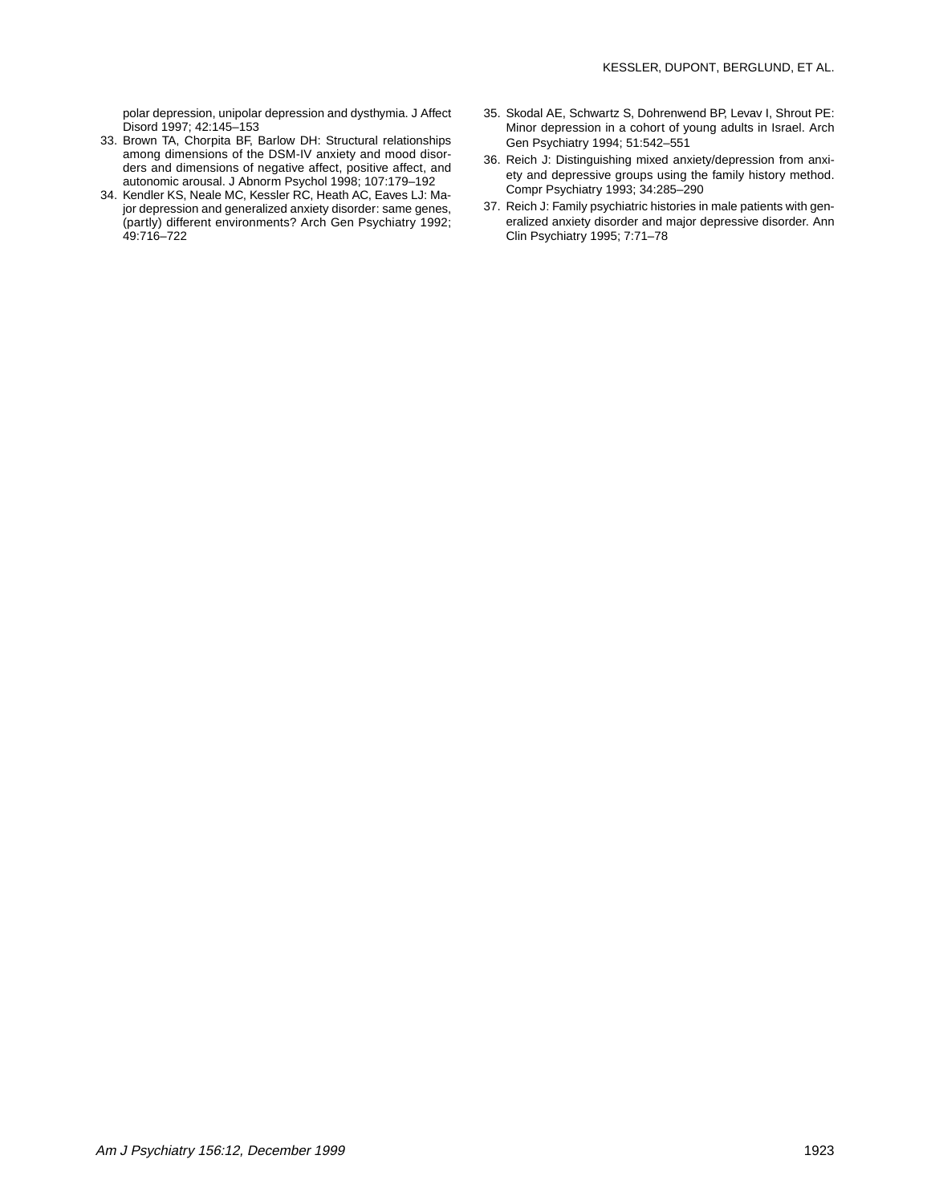polar depression, unipolar depression and dysthymia. J Affect Disord 1997; 42:145–153

33. Brown TA, Chorpita BF, Barlow DH: Structural relationships among dimensions of the DSM-IV anxiety and mood disorders and dimensions of negative affect, positive affect, and autonomic arousal. J Abnorm Psychol 1998; 107:179–192
34. Kendler KS, Neale MC, Kessler RC, Heath AC, Eaves LJ: Major depression and generalized anxiety disorder: same genes, (partly) different environments? Arch Gen Psychiatry 1992; 49:716–722
35. Skodal AE, Schwartz S, Dohrenwend BP, Levav I, Shrout PE: Minor depression in a cohort of young adults in Israel. Arch Gen Psychiatry 1994; 51:542–551
36. Reich J: Distinguishing mixed anxiety/depression from anxiety and depressive groups using the family history method. Compr Psychiatry 1993; 34:285–290
37. Reich J: Family psychiatric histories in male patients with generalized anxiety disorder and major depressive disorder. Ann Clin Psychiatry 1995; 7:71–78